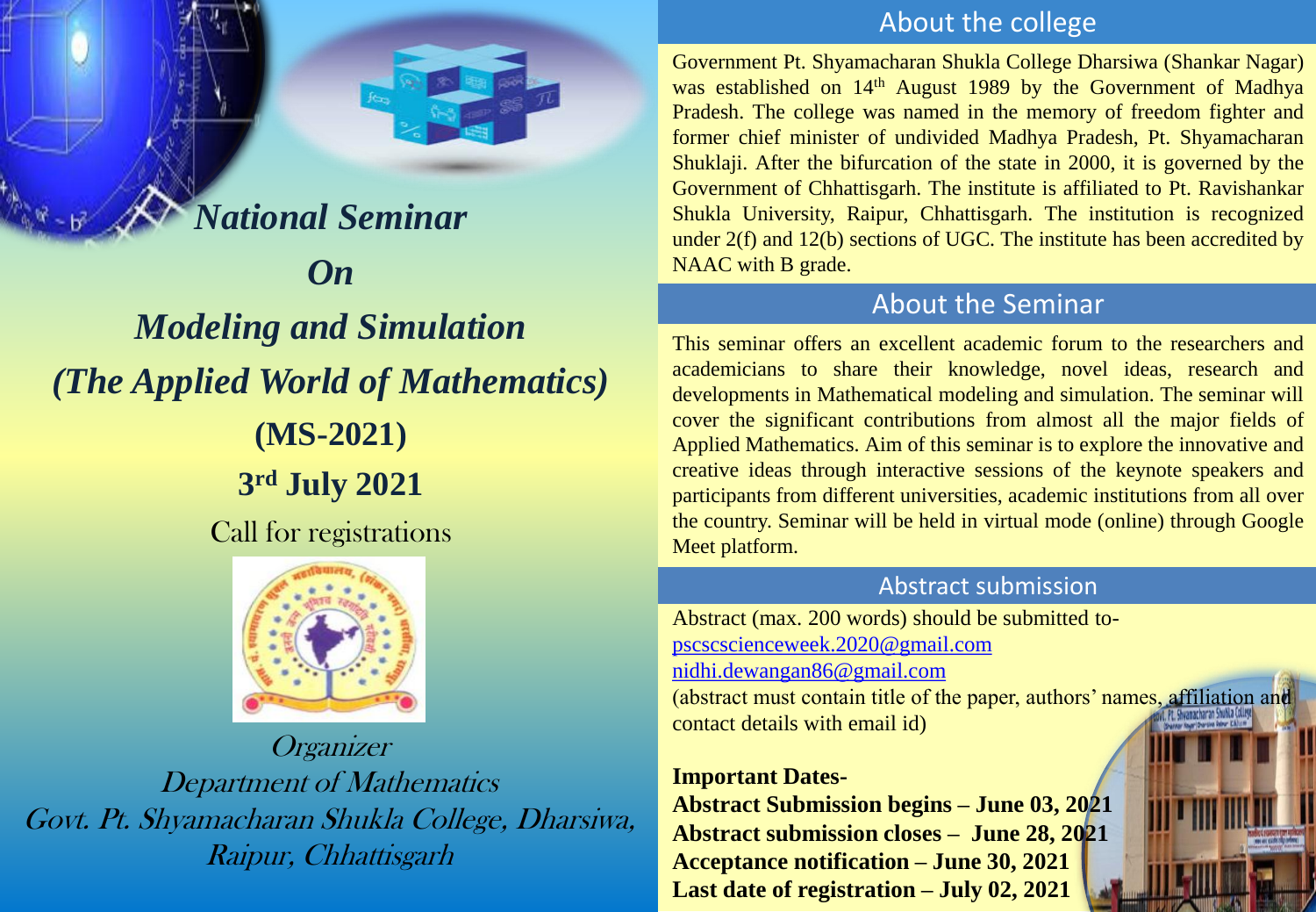# *National Seminar*

## *On*

## *Modeling and Simulation*
## *(The Applied World of Mathematics)*

**(MS-2021)**

**3rd July 2021**

Call for registrations

*Organizer*
*Department of Mathematics*
*Govt. Pt. Shyamacharan Shukla College, Dharsiwa, Raipur, Chhattisgarh*

## About the college

Government Pt. Shyamacharan Shukla College Dharsiwa (Shankar Nagar) was established on 14th August 1989 by the Government of Madhya Pradesh. The college was named in the memory of freedom fighter and former chief minister of undivided Madhya Pradesh, Pt. Shyamacharan Shuklaji. After the bifurcation of the state in 2000, it is governed by the Government of Chhattisgarh. The institute is affiliated to Pt. Ravishankar Shukla University, Raipur, Chhattisgarh. The institution is recognized under 2(f) and 12(b) sections of UGC. The institute has been accredited by NAAC with B grade.

## About the Seminar

This seminar offers an excellent academic forum to the researchers and academicians to share their knowledge, novel ideas, research and developments in Mathematical modeling and simulation. The seminar will cover the significant contributions from almost all the major fields of Applied Mathematics. Aim of this seminar is to explore the innovative and creative ideas through interactive sessions of the keynote speakers and participants from different universities, academic institutions from all over the country. Seminar will be held in virtual mode (online) through Google Meet platform.

## Abstract submission

Abstract (max. 200 words) should be submitted to-
pscscscienceweek.2020@gmail.com
nidhi.dewangan86@gmail.com
(abstract must contain title of the paper, authors' names, affiliation and contact details with email id)

**Important Dates-**
**Abstract Submission begins – June 03, 2021**
**Abstract submission closes – June 28, 2021**
**Acceptance notification – June 30, 2021**
**Last date of registration – July 02, 2021**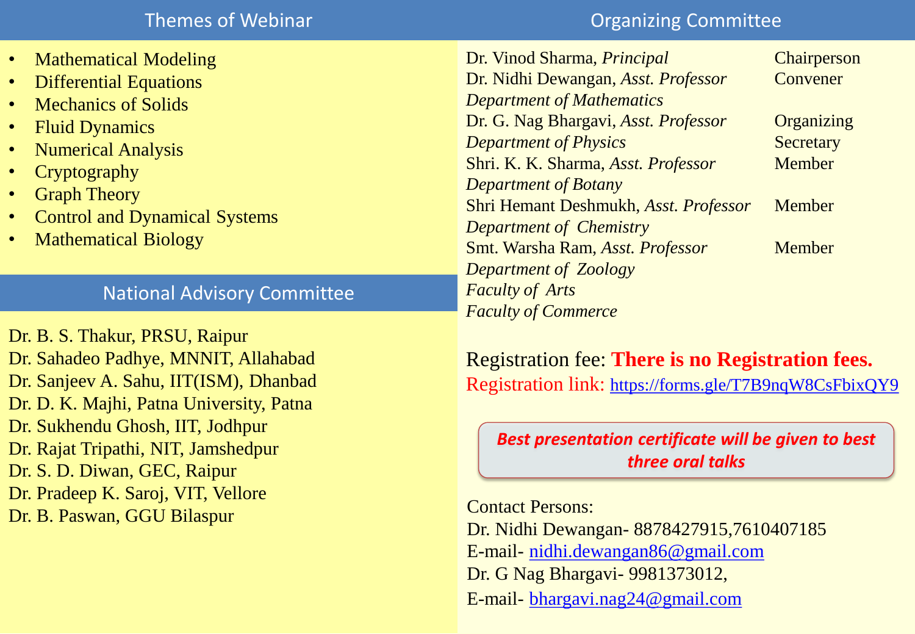## Themes of Webinar

- Mathematical Modeling
- Differential Equations
- Mechanics of Solids
- Fluid Dynamics
- Numerical Analysis
- Cryptography
- Graph Theory
- Control and Dynamical Systems
- Mathematical Biology

## National Advisory Committee

Dr. B. S. Thakur, PRSU, Raipur
Dr. Sahadeo Padhye, MNNIT, Allahabad
Dr. Sanjeev A. Sahu, IIT(ISM), Dhanbad
Dr. D. K. Majhi, Patna University, Patna
Dr. Sukhendu Ghosh, IIT, Jodhpur
Dr. Rajat Tripathi, NIT, Jamshedpur
Dr. S. D. Diwan, GEC, Raipur
Dr. Pradeep K. Saroj, VIT, Vellore
Dr. B. Paswan, GGU Bilaspur

## Organizing Committee

| | |
|---|---|
| Dr. Vinod Sharma, *Principal* | Chairperson |
| Dr. Nidhi Dewangan, *Asst. Professor* *Department of Mathematics* | Convener |
| Dr. G. Nag Bhargavi, *Asst. Professor* *Department of Physics* | Organizing Secretary |
| Shri. K. K. Sharma, *Asst. Professor* *Department of Botany* | Member |
| Shri Hemant Deshmukh, *Asst. Professor* *Department of Chemistry* | Member |
| Smt. Warsha Ram, *Asst. Professor* *Department of Zoology* *Faculty of Arts* *Faculty of Commerce* | Member |

Registration fee: **There is no Registration fees.**

Registration link: https://forms.gle/T7B9nqW8CsFbixQY9

***Best presentation certificate will be given to best three oral talks***

Contact Persons:
Dr. Nidhi Dewangan- 8878427915,7610407185
E-mail- nidhi.dewangan86@gmail.com
Dr. G Nag Bhargavi- 9981373012,
E-mail- bhargavi.nag24@gmail.com